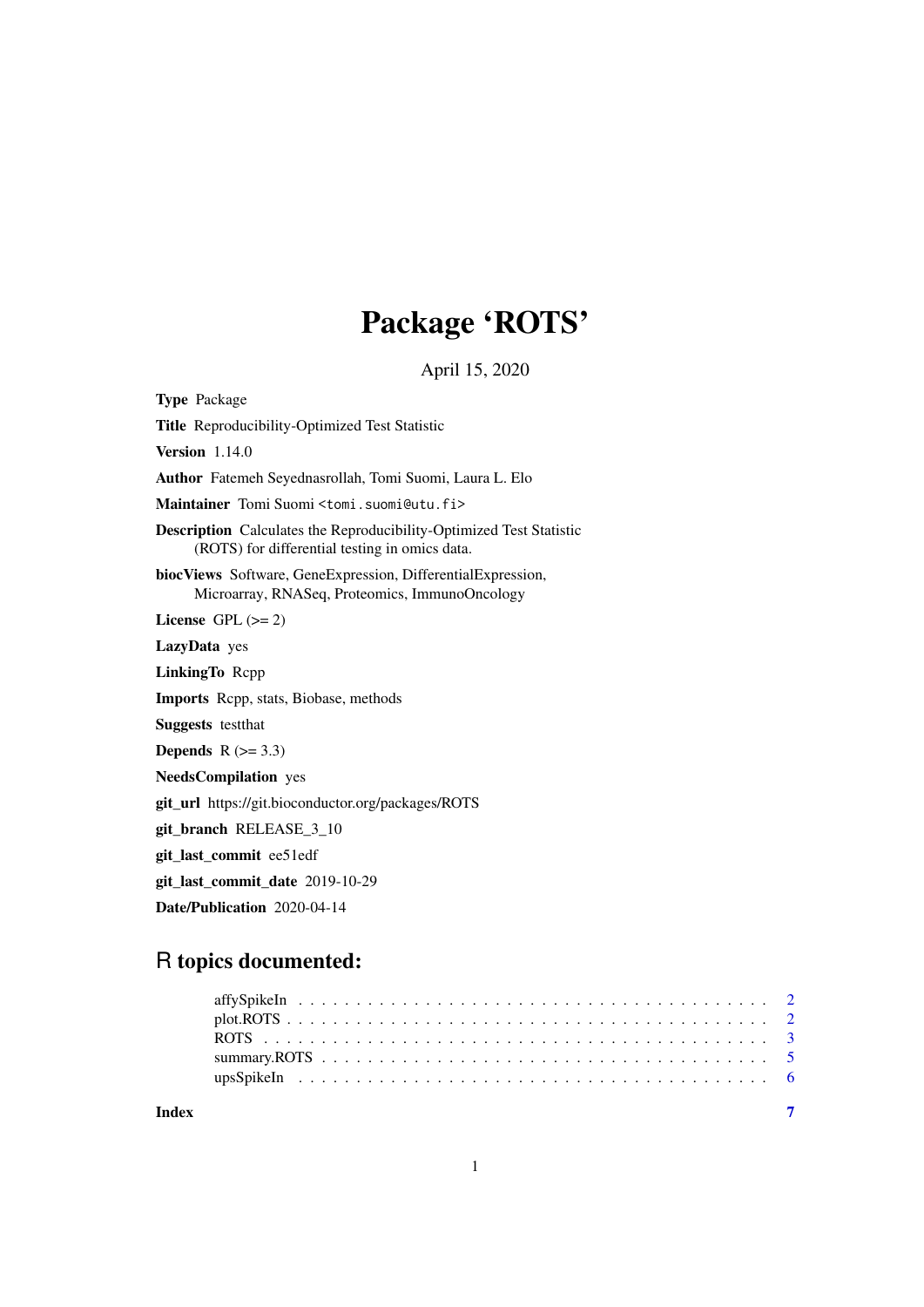# Package 'ROTS'

April 15, 2020

**Type** Package

**Title** Reproducibility-Optimized Test Statistic

**Version** 1.14.0

**Author** Fatemeh Seyednasrollah, Tomi Suomi, Laura L. Elo

**Maintainer** Tomi Suomi <tomi.suomi@utu.fi>

**Description** Calculates the Reproducibility-Optimized Test Statistic (ROTS) for differential testing in omics data.

**biocViews** Software, GeneExpression, DifferentialExpression, Microarray, RNASeq, Proteomics, ImmunoOncology

**License** GPL (>= 2)

**LazyData** yes

**LinkingTo** Rcpp

**Imports** Rcpp, stats, Biobase, methods

**Suggests** testthat

**Depends** R (>= 3.3)

**NeedsCompilation** yes

**git_url** https://git.bioconductor.org/packages/ROTS

**git_branch** RELEASE_3_10

**git_last_commit** ee51edf

**git_last_commit_date** 2019-10-29

**Date/Publication** 2020-04-14

## R topics documented:

- affySpikeIn . . . . . . . . . . . . . . . . . . . . . . . . . . . . . . . . . . . . . . . . 2
- plot.ROTS . . . . . . . . . . . . . . . . . . . . . . . . . . . . . . . . . . . . . . . . 2
- ROTS . . . . . . . . . . . . . . . . . . . . . . . . . . . . . . . . . . . . . . . . . . 3
- summary.ROTS . . . . . . . . . . . . . . . . . . . . . . . . . . . . . . . . . . . . . 5
- upsSpikeIn . . . . . . . . . . . . . . . . . . . . . . . . . . . . . . . . . . . . . . . 6

**Index** 7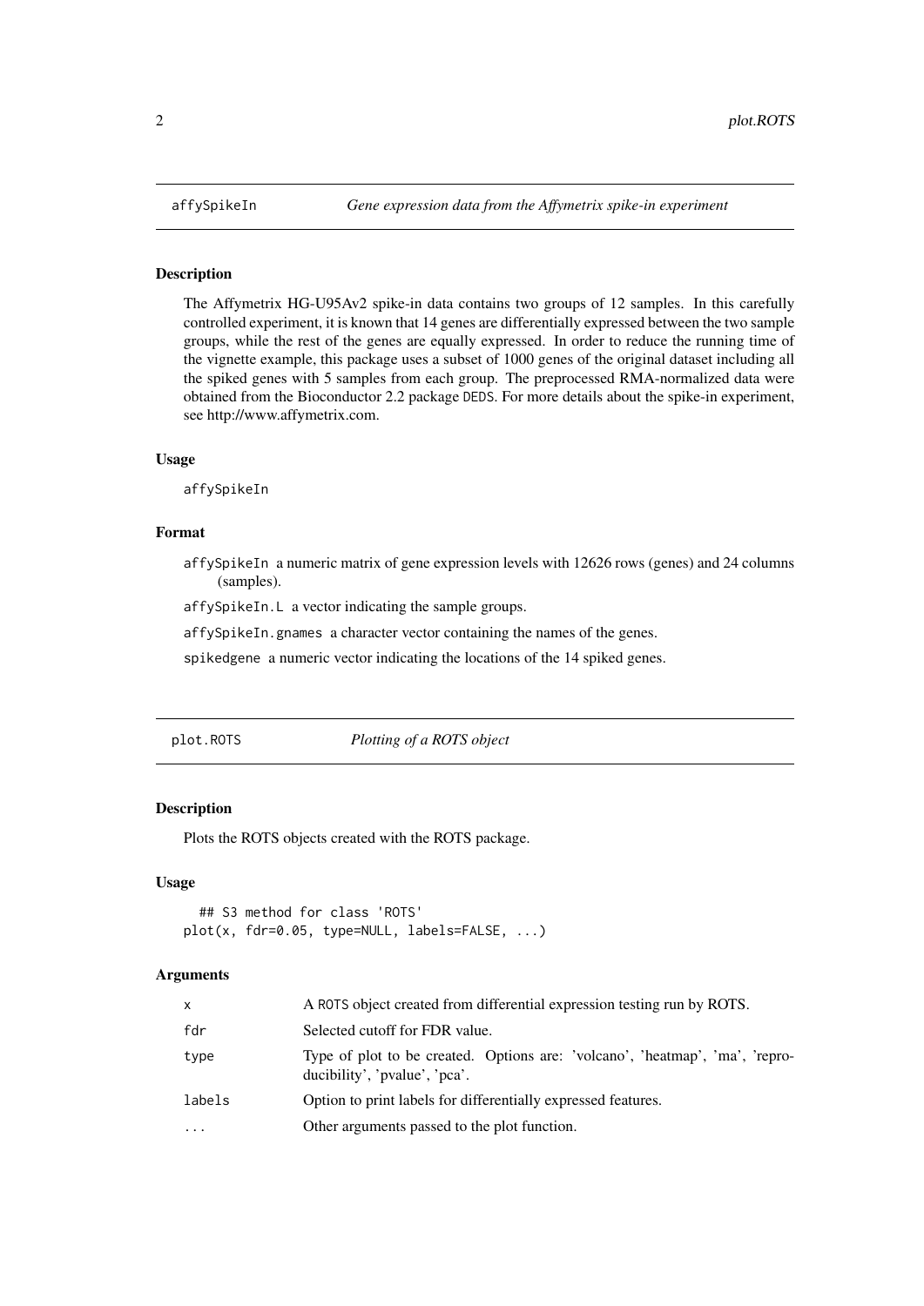## affySpikeIn — *Gene expression data from the Affymetrix spike-in experiment*

### Description

The Affymetrix HG-U95Av2 spike-in data contains two groups of 12 samples. In this carefully controlled experiment, it is known that 14 genes are differentially expressed between the two sample groups, while the rest of the genes are equally expressed. In order to reduce the running time of the vignette example, this package uses a subset of 1000 genes of the original dataset including all the spiked genes with 5 samples from each group. The preprocessed RMA-normalized data were obtained from the Bioconductor 2.2 package DEDS. For more details about the spike-in experiment, see http://www.affymetrix.com.

### Usage

```
affySpikeIn
```

### Format

- `affySpikeIn` a numeric matrix of gene expression levels with 12626 rows (genes) and 24 columns (samples).
- `affySpikeIn.L` a vector indicating the sample groups.
- `affySpikeIn.gnames` a character vector containing the names of the genes.
- `spikedgene` a numeric vector indicating the locations of the 14 spiked genes.

## plot.ROTS — *Plotting of a ROTS object*

### Description

Plots the ROTS objects created with the ROTS package.

### Usage

```
## S3 method for class 'ROTS'
plot(x, fdr=0.05, type=NULL, labels=FALSE, ...)
```

### Arguments

| Argument | Description |
|---|---|
| x | A ROTS object created from differential expression testing run by ROTS. |
| fdr | Selected cutoff for FDR value. |
| type | Type of plot to be created. Options are: 'volcano', 'heatmap', 'ma', 'reproducibility', 'pvalue', 'pca'. |
| labels | Option to print labels for differentially expressed features. |
| ... | Other arguments passed to the plot function. |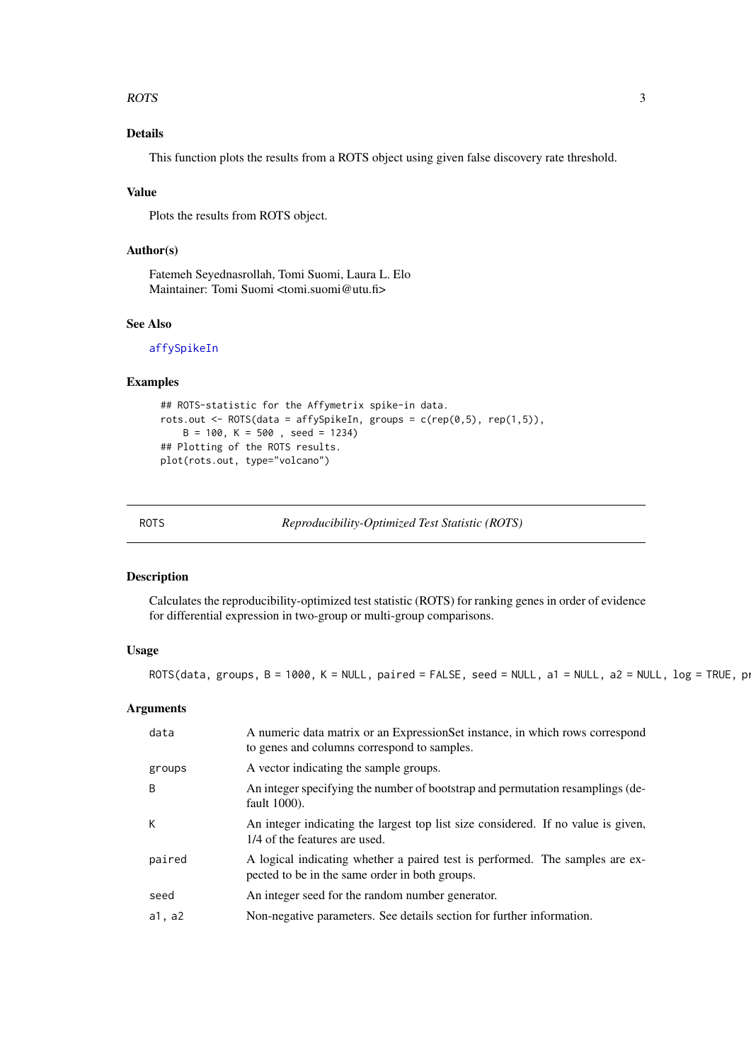### Details

This function plots the results from a ROTS object using given false discovery rate threshold.

### Value

Plots the results from ROTS object.

### Author(s)

Fatemeh Seyednasrollah, Tomi Suomi, Laura L. Elo
Maintainer: Tomi Suomi <tomi.suomi@utu.fi>

### See Also

affySpikeIn

### Examples

```
## ROTS-statistic for the Affymetrix spike-in data.
rots.out <- ROTS(data = affySpikeIn, groups = c(rep(0,5), rep(1,5)),
    B = 100, K = 500 , seed = 1234)
## Plotting of the ROTS results.
plot(rots.out, type="volcano")
```

---

## ROTS — *Reproducibility-Optimized Test Statistic (ROTS)*

### Description

Calculates the reproducibility-optimized test statistic (ROTS) for ranking genes in order of evidence for differential expression in two-group or multi-group comparisons.

### Usage

```
ROTS(data, groups, B = 1000, K = NULL, paired = FALSE, seed = NULL, a1 = NULL, a2 = NULL, log = TRUE, pr
```

### Arguments

| | |
|---|---|
| data | A numeric data matrix or an ExpressionSet instance, in which rows correspond to genes and columns correspond to samples. |
| groups | A vector indicating the sample groups. |
| B | An integer specifying the number of bootstrap and permutation resamplings (default 1000). |
| K | An integer indicating the largest top list size considered. If no value is given, 1/4 of the features are used. |
| paired | A logical indicating whether a paired test is performed. The samples are expected to be in the same order in both groups. |
| seed | An integer seed for the random number generator. |
| a1, a2 | Non-negative parameters. See details section for further information. |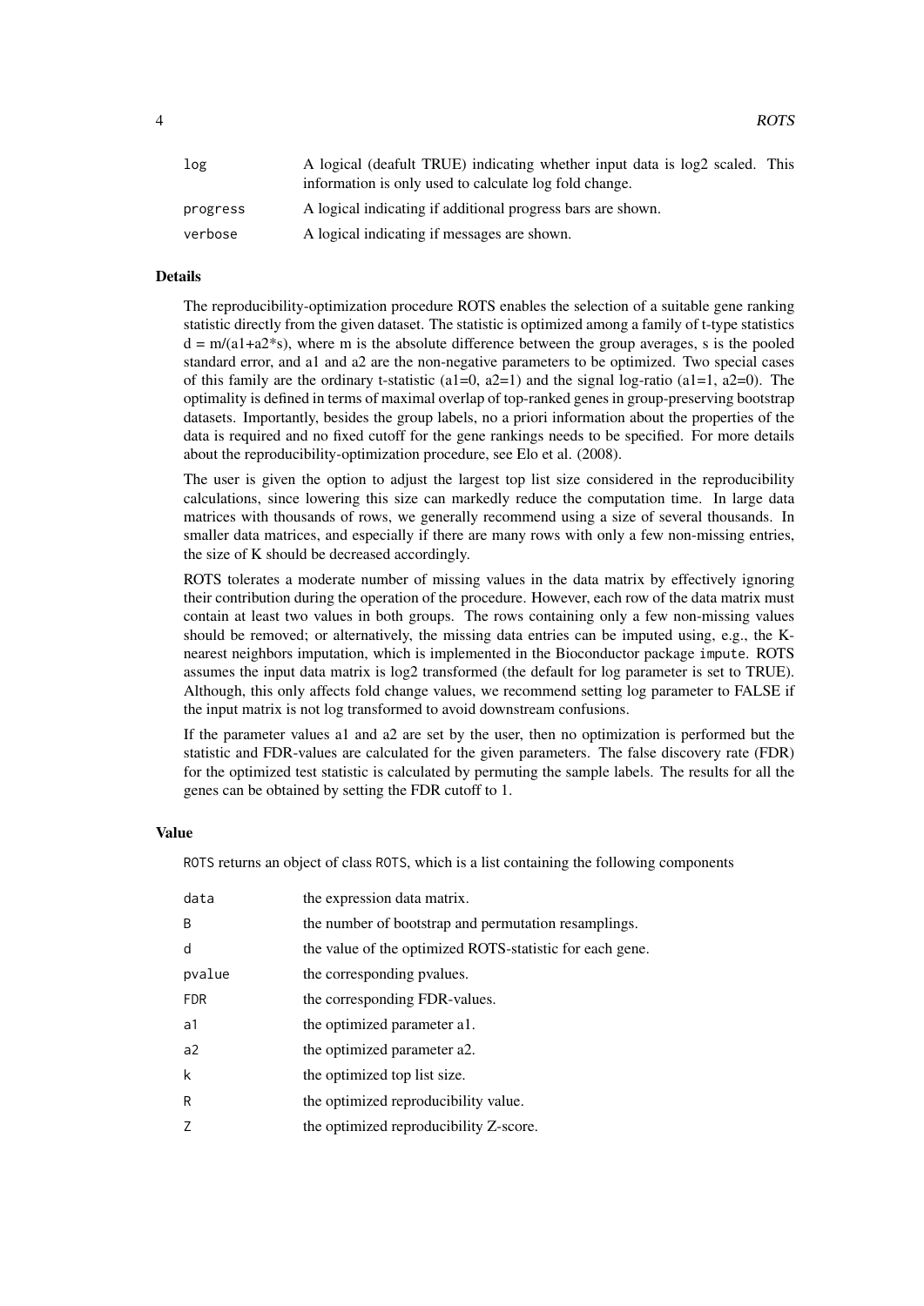| | |
|---|---|
| log | A logical (deafult TRUE) indicating whether input data is log2 scaled. This information is only used to calculate log fold change. |
| progress | A logical indicating if additional progress bars are shown. |
| verbose | A logical indicating if messages are shown. |

## Details

The reproducibility-optimization procedure ROTS enables the selection of a suitable gene ranking statistic directly from the given dataset. The statistic is optimized among a family of t-type statistics $d = m/(a1+a2*s)$, where m is the absolute difference between the group averages, s is the pooled standard error, and a1 and a2 are the non-negative parameters to be optimized. Two special cases of this family are the ordinary t-statistic ($a1=0$, $a2=1$) and the signal log-ratio ($a1=1$, $a2=0$). The optimality is defined in terms of maximal overlap of top-ranked genes in group-preserving bootstrap datasets. Importantly, besides the group labels, no a priori information about the properties of the data is required and no fixed cutoff for the gene rankings needs to be specified. For more details about the reproducibility-optimization procedure, see Elo et al. (2008).

The user is given the option to adjust the largest top list size considered in the reproducibility calculations, since lowering this size can markedly reduce the computation time. In large data matrices with thousands of rows, we generally recommend using a size of several thousands. In smaller data matrices, and especially if there are many rows with only a few non-missing entries, the size of K should be decreased accordingly.

ROTS tolerates a moderate number of missing values in the data matrix by effectively ignoring their contribution during the operation of the procedure. However, each row of the data matrix must contain at least two values in both groups. The rows containing only a few non-missing values should be removed; or alternatively, the missing data entries can be imputed using, e.g., the K-nearest neighbors imputation, which is implemented in the Bioconductor package `impute`. ROTS assumes the input data matrix is log2 transformed (the default for log parameter is set to TRUE). Although, this only affects fold change values, we recommend setting log parameter to FALSE if the input matrix is not log transformed to avoid downstream confusions.

If the parameter values a1 and a2 are set by the user, then no optimization is performed but the statistic and FDR-values are calculated for the given parameters. The false discovery rate (FDR) for the optimized test statistic is calculated by permuting the sample labels. The results for all the genes can be obtained by setting the FDR cutoff to 1.

## Value

`ROTS` returns an object of class `ROTS`, which is a list containing the following components

| | |
|---|---|
| data | the expression data matrix. |
| B | the number of bootstrap and permutation resamplings. |
| d | the value of the optimized ROTS-statistic for each gene. |
| pvalue | the corresponding pvalues. |
| FDR | the corresponding FDR-values. |
| a1 | the optimized parameter a1. |
| a2 | the optimized parameter a2. |
| k | the optimized top list size. |
| R | the optimized reproducibility value. |
| Z | the optimized reproducibility Z-score. |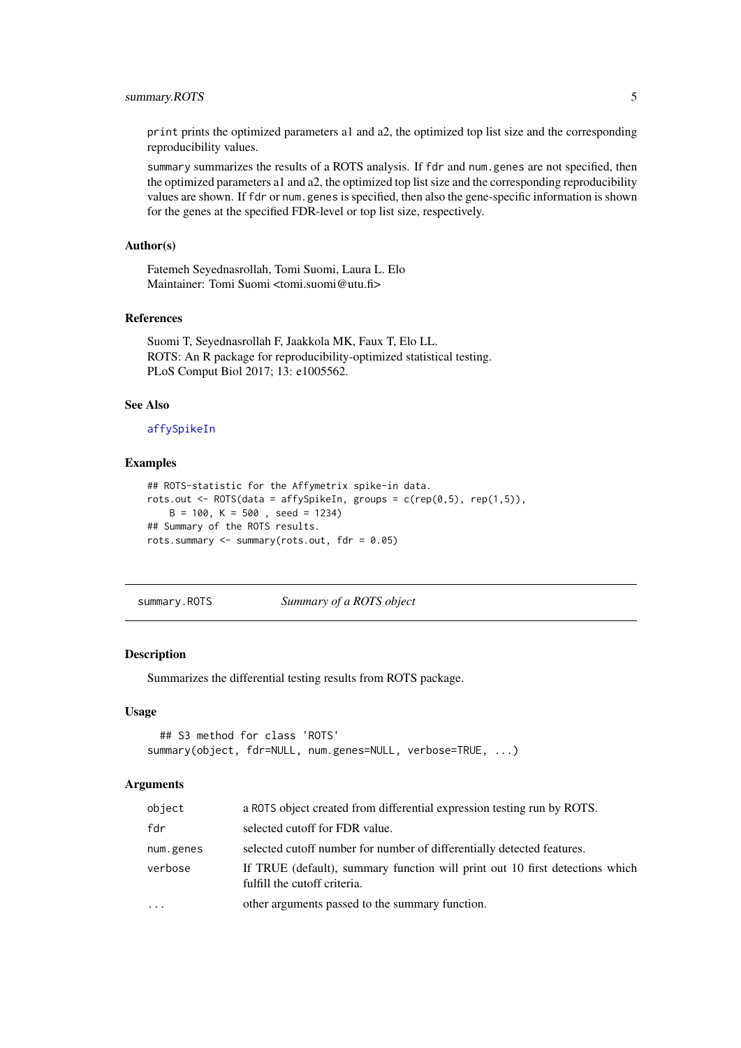`print` prints the optimized parameters a1 and a2, the optimized top list size and the corresponding reproducibility values.

`summary` summarizes the results of a ROTS analysis. If `fdr` and `num.genes` are not specified, then the optimized parameters a1 and a2, the optimized top list size and the corresponding reproducibility values are shown. If `fdr` or `num.genes` is specified, then also the gene-specific information is shown for the genes at the specified FDR-level or top list size, respectively.

### Author(s)

Fatemeh Seyednasrollah, Tomi Suomi, Laura L. Elo
Maintainer: Tomi Suomi <tomi.suomi@utu.fi>

### References

Suomi T, Seyednasrollah F, Jaakkola MK, Faux T, Elo LL.
ROTS: An R package for reproducibility-optimized statistical testing.
PLoS Comput Biol 2017; 13: e1005562.

### See Also

`affySpikeIn`

### Examples

```
## ROTS-statistic for the Affymetrix spike-in data.
rots.out <- ROTS(data = affySpikeIn, groups = c(rep(0,5), rep(1,5)),
    B = 100, K = 500 , seed = 1234)
## Summary of the ROTS results.
rots.summary <- summary(rots.out, fdr = 0.05)
```

---

`summary.ROTS` *Summary of a ROTS object*

---

### Description

Summarizes the differential testing results from ROTS package.

### Usage

```
  ## S3 method for class 'ROTS'
summary(object, fdr=NULL, num.genes=NULL, verbose=TRUE, ...)
```

### Arguments

| | |
|---|---|
| `object` | a ROTS object created from differential expression testing run by ROTS. |
| `fdr` | selected cutoff for FDR value. |
| `num.genes` | selected cutoff number for number of differentially detected features. |
| `verbose` | If TRUE (default), summary function will print out 10 first detections which fulfill the cutoff criteria. |
| `...` | other arguments passed to the summary function. |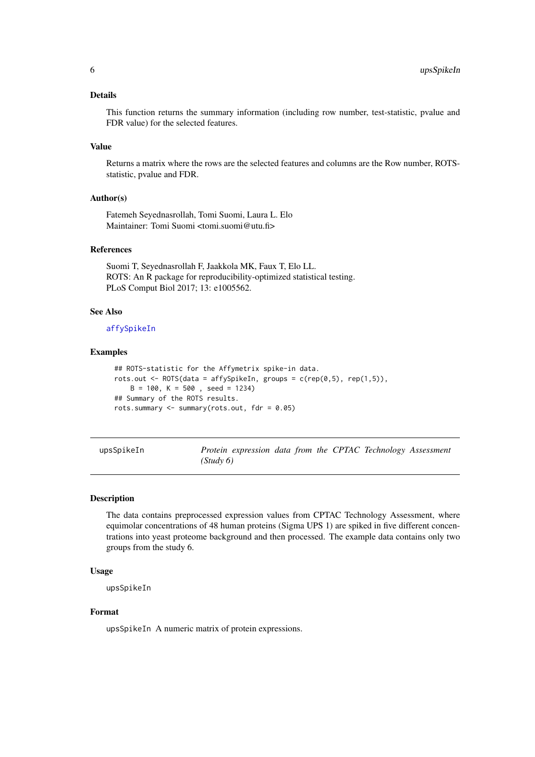### Details

This function returns the summary information (including row number, test-statistic, pvalue and FDR value) for the selected features.

### Value

Returns a matrix where the rows are the selected features and columns are the Row number, ROTS-statistic, pvalue and FDR.

### Author(s)

Fatemeh Seyednasrollah, Tomi Suomi, Laura L. Elo
Maintainer: Tomi Suomi <tomi.suomi@utu.fi>

### References

Suomi T, Seyednasrollah F, Jaakkola MK, Faux T, Elo LL.
ROTS: An R package for reproducibility-optimized statistical testing.
PLoS Comput Biol 2017; 13: e1005562.

### See Also

affySpikeIn

### Examples

```
## ROTS-statistic for the Affymetrix spike-in data.
rots.out <- ROTS(data = affySpikeIn, groups = c(rep(0,5), rep(1,5)),
    B = 100, K = 500 , seed = 1234)
## Summary of the ROTS results.
rots.summary <- summary(rots.out, fdr = 0.05)
```

---

## upsSpikeIn — *Protein expression data from the CPTAC Technology Assessment (Study 6)*

---

### Description

The data contains preprocessed expression values from CPTAC Technology Assessment, where equimolar concentrations of 48 human proteins (Sigma UPS 1) are spiked in five different concentrations into yeast proteome background and then processed. The example data contains only two groups from the study 6.

### Usage

```
upsSpikeIn
```

### Format

`upsSpikeIn` A numeric matrix of protein expressions.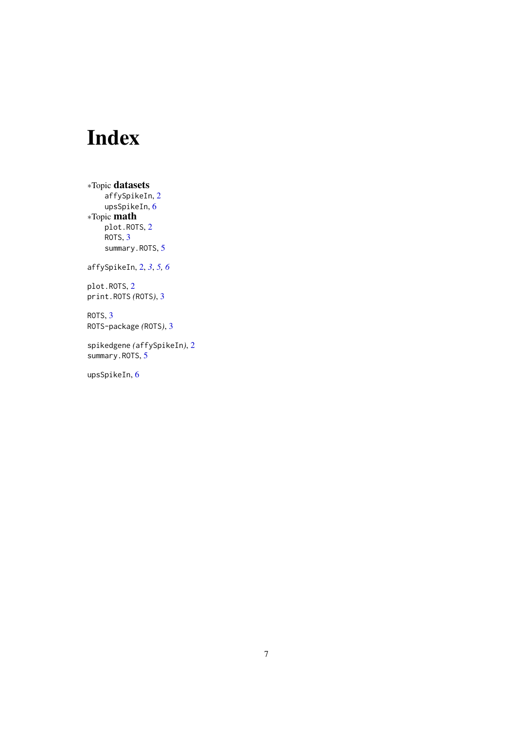# Index

∗Topic **datasets**
- affySpikeIn, 2
- upsSpikeIn, 6

∗Topic **math**
- plot.ROTS, 2
- ROTS, 3
- summary.ROTS, 5

affySpikeIn, 2, *3*, *5, 6*

plot.ROTS, 2
print.ROTS *(*ROTS*)*, 3

ROTS, 3
ROTS-package *(*ROTS*)*, 3

spikedgene *(*affySpikeIn*)*, 2
summary.ROTS, 5

upsSpikeIn, 6